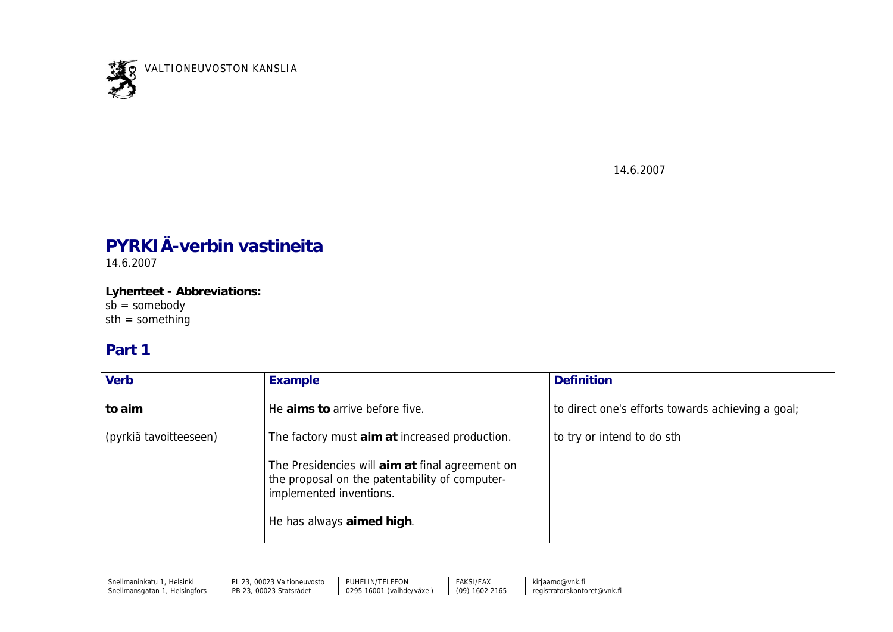VALTIONEUVOSTON KANSLIA

14.6.2007

# PYRKIÄ-verbin vastineita

14.6.2007

**Lyhenteet - Abbreviations:**
sb = somebody
sth = something

## Part 1

| Verb | Example | Definition |
|---|---|---|
| **to aim**<br><br>(pyrkiä tavoitteeseen) | He **aims to** arrive before five.<br><br>The factory must **aim at** increased production.<br><br>The Presidencies will **aim at** final agreement on the proposal on the patentability of computer-implemented inventions.<br><br>He has always **aimed high**. | to direct one's efforts towards achieving a goal;<br><br>to try or intend to do sth |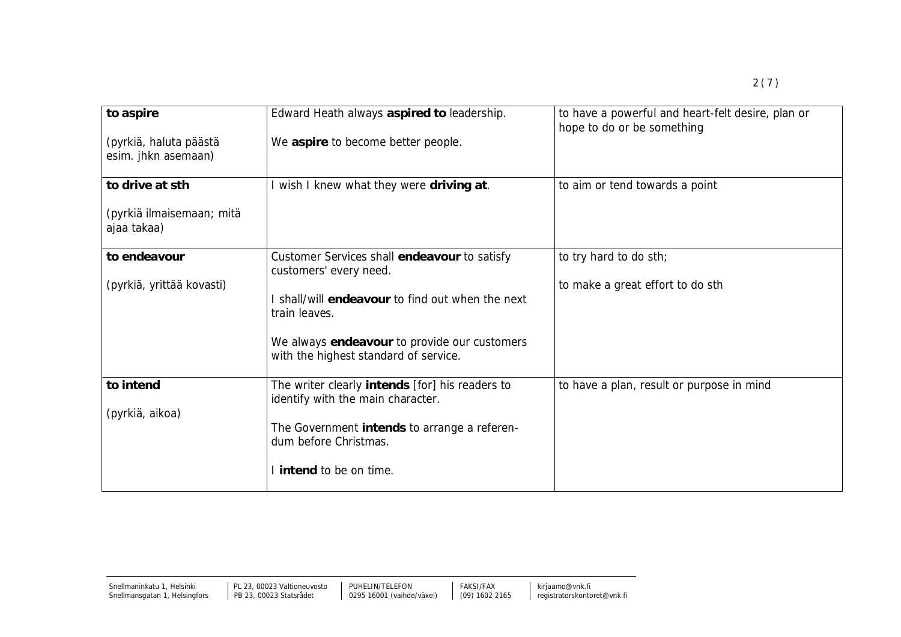| | | |
|---|---|---|
| **to aspire**<br><br>(pyrkiä, haluta päästä esim. jhkn asemaan) | Edward Heath always **aspired to** leadership.<br><br>We **aspire** to become better people. | to have a powerful and heart-felt desire, plan or hope to do or be something |
| **to drive at sth**<br><br>(pyrkiä ilmaisemaan; mitä ajaa takaa) | I wish I knew what they were **driving at**. | to aim or tend towards a point |
| **to endeavour**<br><br>(pyrkiä, yrittää kovasti) | Customer Services shall **endeavour** to satisfy customers' every need.<br><br>I shall/will **endeavour** to find out when the next train leaves.<br><br>We always **endeavour** to provide our customers with the highest standard of service. | to try hard to do sth;<br><br>to make a great effort to do sth |
| **to intend**<br><br>(pyrkiä, aikoa) | The writer clearly **intends** [for] his readers to identify with the main character.<br><br>The Government **intends** to arrange a referendum before Christmas.<br><br>I **intend** to be on time. | to have a plan, result or purpose in mind |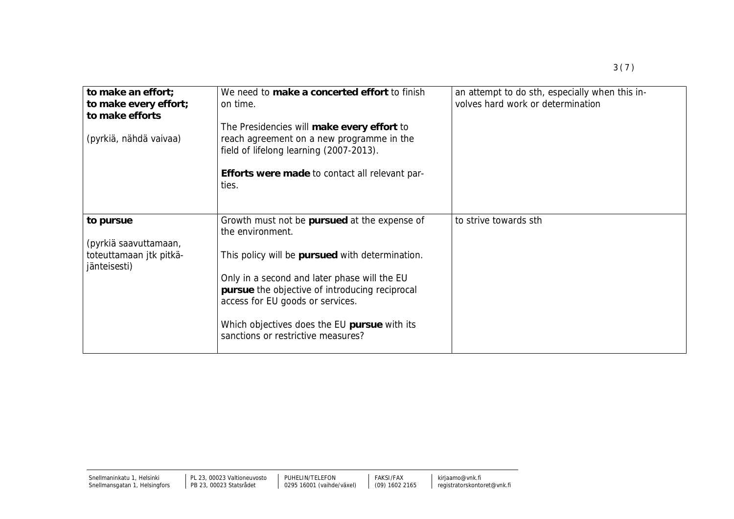| | | |
|---|---|---|
| **to make an effort;**<br>**to make every effort;**<br>**to make efforts**<br><br>(pyrkiä, nähdä vaivaa) | We need to **make a concerted effort** to finish on time.<br><br>The Presidencies will **make every effort** to reach agreement on a new programme in the field of lifelong learning (2007-2013).<br><br>**Efforts were made** to contact all relevant parties. | an attempt to do sth, especially when this involves hard work or determination |
| **to pursue**<br><br>(pyrkiä saavuttamaan, toteuttamaan jtk pitkäjänteisesti) | Growth must not be **pursued** at the expense of the environment.<br><br>This policy will be **pursued** with determination.<br><br>Only in a second and later phase will the EU **pursue** the objective of introducing reciprocal access for EU goods or services.<br><br>Which objectives does the EU **pursue** with its sanctions or restrictive measures? | to strive towards sth |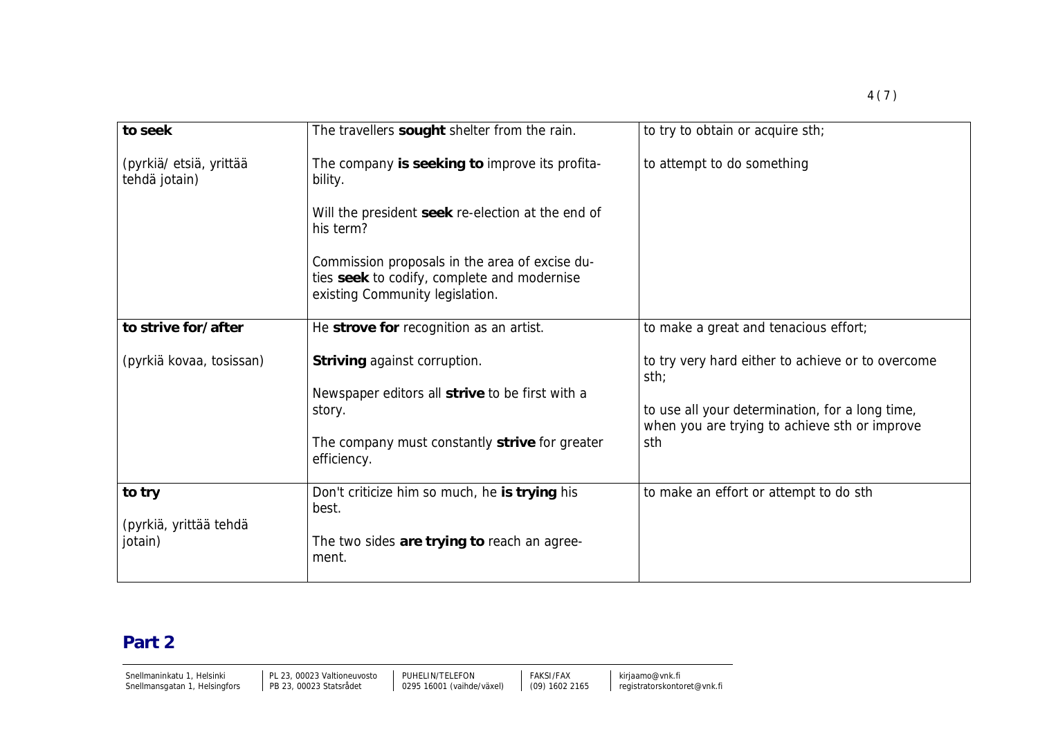| to seek<br><br>(pyrkiä/ etsiä, yrittää tehdä jotain) | The travellers **sought** shelter from the rain.<br><br>The company **is seeking to** improve its profitability.<br><br>Will the president **seek** re-election at the end of his term?<br><br>Commission proposals in the area of excise duties **seek** to codify, complete and modernise existing Community legislation. | to try to obtain or acquire sth;<br><br>to attempt to do something |
|---|---|---|
| **to strive for/after**<br><br>(pyrkiä kovaa, tosissan) | He **strove for** recognition as an artist.<br><br>**Striving** against corruption.<br><br>Newspaper editors all **strive** to be first with a story.<br><br>The company must constantly **strive** for greater efficiency. | to make a great and tenacious effort;<br><br>to try very hard either to achieve or to overcome sth;<br><br>to use all your determination, for a long time, when you are trying to achieve sth or improve sth |
| **to try**<br><br>(pyrkiä, yrittää tehdä jotain) | Don't criticize him so much, he **is trying** his best.<br><br>The two sides **are trying to** reach an agreement. | to make an effort or attempt to do sth |

## Part 2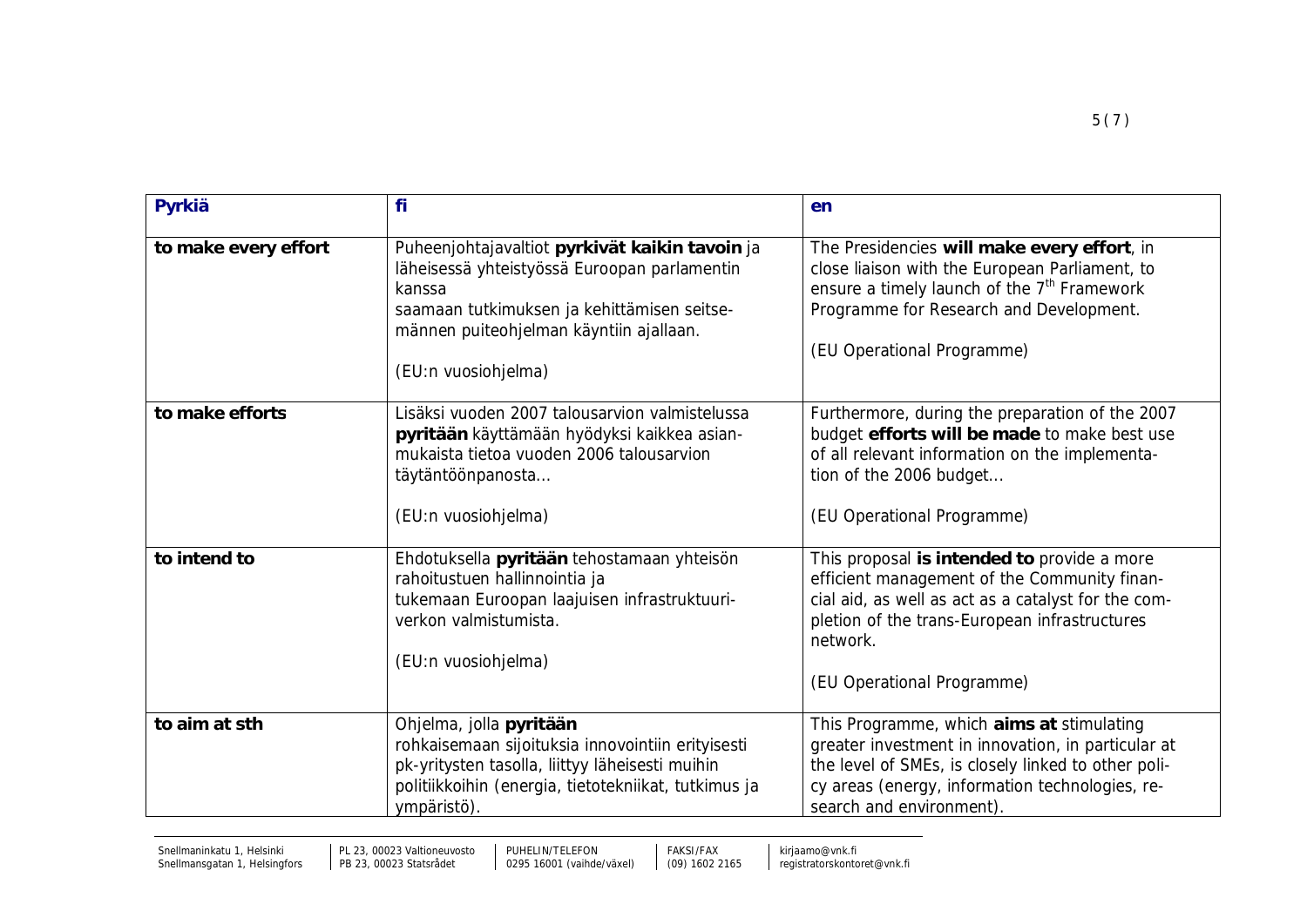| **Pyrkiä** | **fi** | **en** |
|---|---|---|
| **to make every effort** | Puheenjohtajavaltiot **pyrkivät kaikin tavoin** ja läheisessä yhteistyössä Euroopan parlamentin kanssa saamaan tutkimuksen ja kehittämisen seitsemännen puiteohjelman käyntiin ajallaan. (EU:n vuosiohjelma) | The Presidencies **will make every effort**, in close liaison with the European Parliament, to ensure a timely launch of the 7th Framework Programme for Research and Development. (EU Operational Programme) |
| **to make efforts** | Lisäksi vuoden 2007 talousarvion valmistelussa **pyritään** käyttämään hyödyksi kaikkea asianmukaista tietoa vuoden 2006 talousarvion täytäntöönpanosta... (EU:n vuosiohjelma) | Furthermore, during the preparation of the 2007 budget **efforts will be made** to make best use of all relevant information on the implementation of the 2006 budget... (EU Operational Programme) |
| **to intend to** | Ehdotuksella **pyritään** tehostamaan yhteisön rahoitustuen hallinnointia ja tukemaan Euroopan laajuisen infrastruktuuriverkon valmistumista. (EU:n vuosiohjelma) | This proposal **is intended to** provide a more efficient management of the Community financial aid, as well as act as a catalyst for the completion of the trans-European infrastructures network. (EU Operational Programme) |
| **to aim at sth** | Ohjelma, jolla **pyritään** rohkaisemaan sijoituksia innovointiin erityisesti pk-yritysten tasolla, liittyy läheisesti muihin politiikkoihin (energia, tietotekniikat, tutkimus ja ympäristö). | This Programme, which **aims at** stimulating greater investment in innovation, in particular at the level of SMEs, is closely linked to other policy areas (energy, information technologies, research and environment). |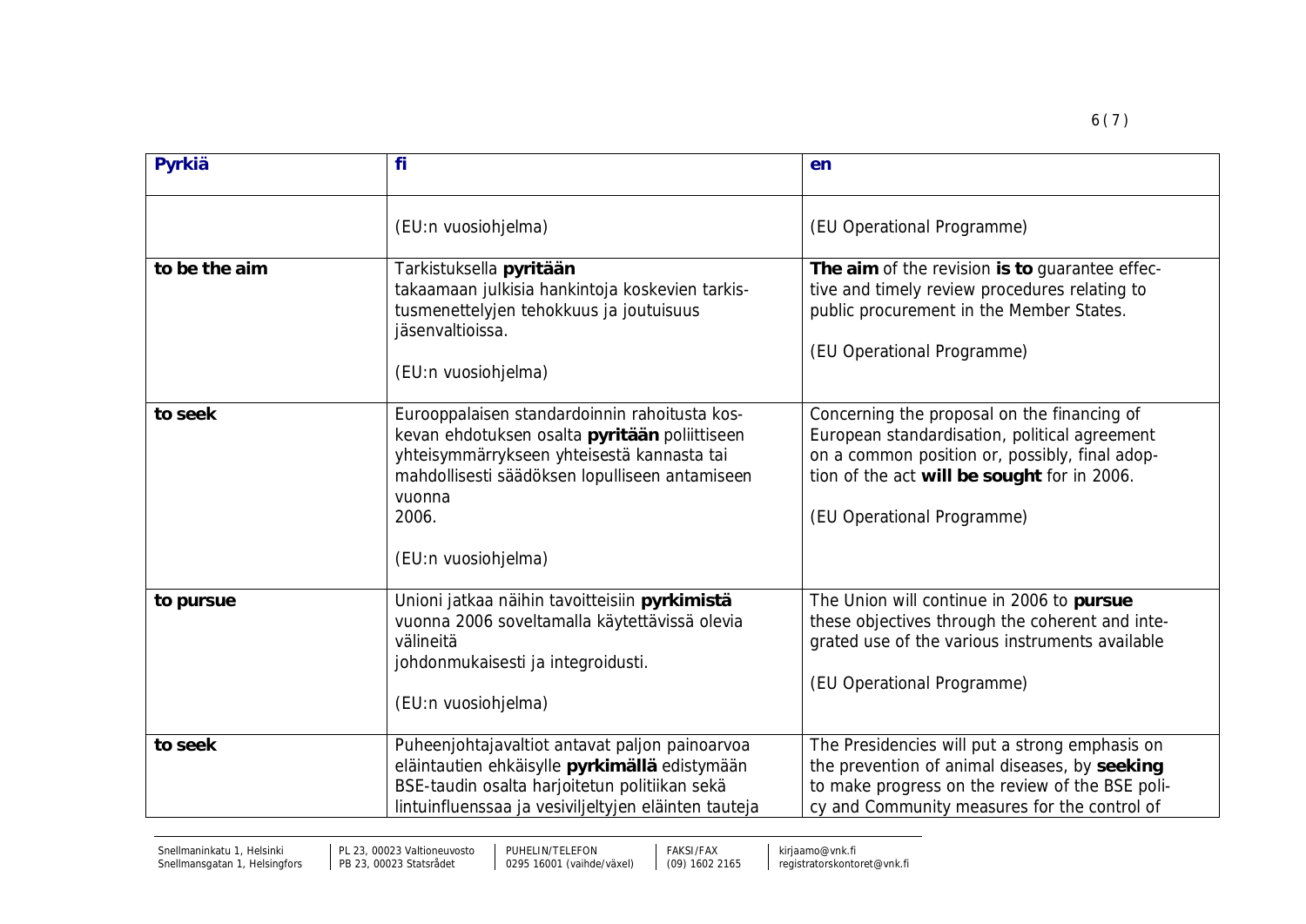| Pyrkiä | fi | en |
|---|---|---|
| | (EU:n vuosiohjelma) | (EU Operational Programme) |
| to be the aim | Tarkistuksella **pyritään** takaamaan julkisia hankintoja koskevien tarkistusmenettelyjen tehokkuus ja joutuisuus jäsenvaltioissa.<br><br>(EU:n vuosiohjelma) | **The aim** of the revision **is to** guarantee effective and timely review procedures relating to public procurement in the Member States.<br><br>(EU Operational Programme) |
| to seek | Eurooppalaisen standardoinnin rahoitusta koskevan ehdotuksen osalta **pyritään** poliittiseen yhteisymmärrykseen yhteisestä kannasta tai mahdollisesti säädöksen lopulliseen antamiseen vuonna 2006.<br><br>(EU:n vuosiohjelma) | Concerning the proposal on the financing of European standardisation, political agreement on a common position or, possibly, final adoption of the act **will be sought** for in 2006.<br><br>(EU Operational Programme) |
| to pursue | Unioni jatkaa näihin tavoitteisiin **pyrkimistä** vuonna 2006 soveltamalla käytettävissä olevia välineitä johdonmukaisesti ja integroidusti.<br><br>(EU:n vuosiohjelma) | The Union will continue in 2006 to **pursue** these objectives through the coherent and integrated use of the various instruments available<br><br>(EU Operational Programme) |
| to seek | Puheenjohtajavaltiot antavat paljon painoarvoa eläintautien ehkäisylle **pyrkimällä** edistymään BSE-taudin osalta harjoitetun politiikan sekä lintuinfluenssaa ja vesiviljeltyjen eläinten tauteja | The Presidencies will put a strong emphasis on the prevention of animal diseases, by **seeking** to make progress on the review of the BSE policy and Community measures for the control of |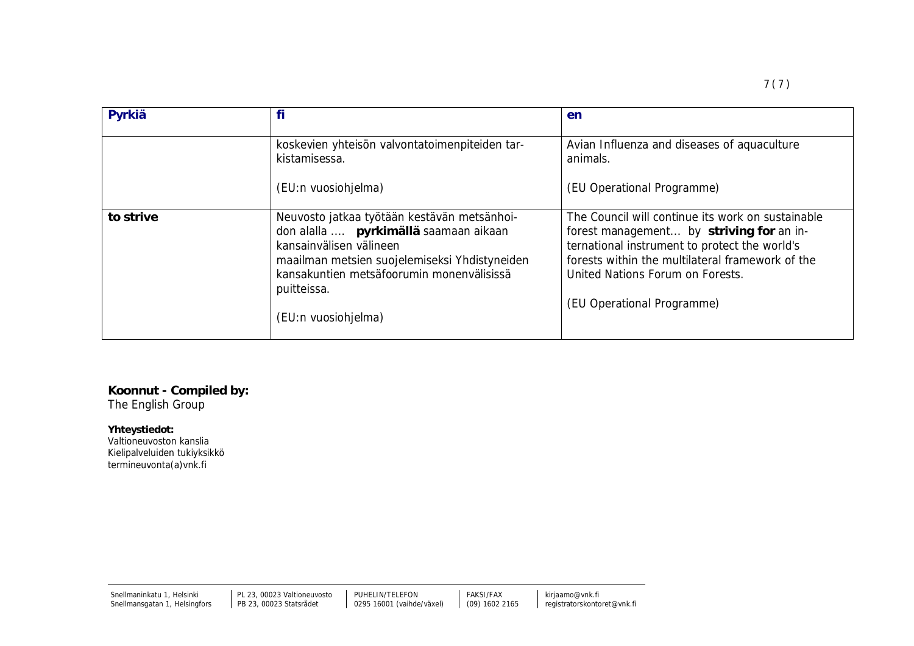| Pyrkiä | fi | en |
|---|---|---|
| | koskevien yhteisön valvontatoimenpiteiden tarkistamisessa.<br><br>(EU:n vuosiohjelma) | Avian Influenza and diseases of aquaculture animals.<br><br>(EU Operational Programme) |
| to strive | Neuvosto jatkaa työtään kestävän metsänhoidon alalla .... **pyrkimällä** saamaan aikaan kansainvälisen välineen maailman metsien suojelemiseksi Yhdistyneiden kansakuntien metsäfoorumin monenvälisissä puitteissa.<br><br>(EU:n vuosiohjelma) | The Council will continue its work on sustainable forest management... by **striving for** an international instrument to protect the world's forests within the multilateral framework of the United Nations Forum on Forests.<br><br>(EU Operational Programme) |

**Koonnut - Compiled by:**
The English Group

**Yhteystiedot:**
Valtioneuvoston kanslia
Kielipalveluiden tukiyksikkö
termineuvonta(a)vnk.fi

Snellmaninkatu 1, Helsinki | PL 23, 00023 Valtioneuvosto | PUHELIN/TELEFON 0295 16001 (vaihde/växel) | FAKSI/FAX (09) 1602 2165 | kirjaamo@vnk.fi
Snellmansgatan 1, Helsingfors | PB 23, 00023 Statsrådet | registratorskontoret@vnk.fi